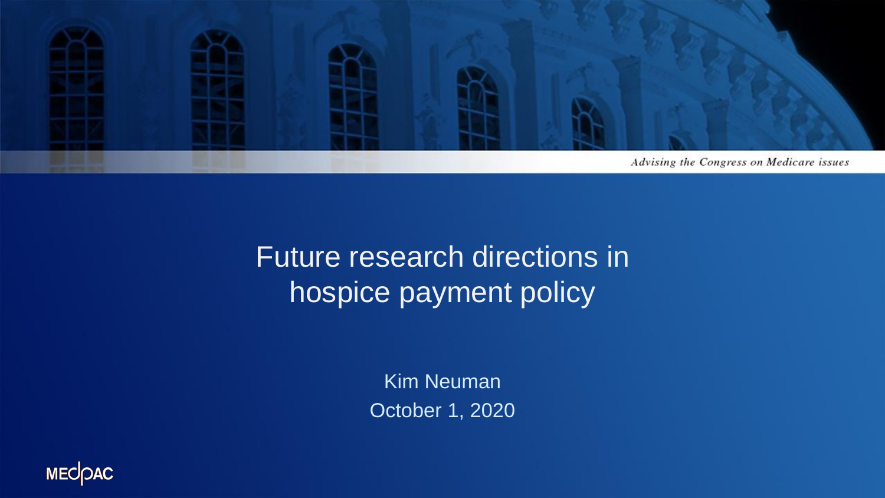Advising the Congress on Medicare issues

# Future research directions in hospice payment policy

Kim Neuman

October 1, 2020

MEDPAC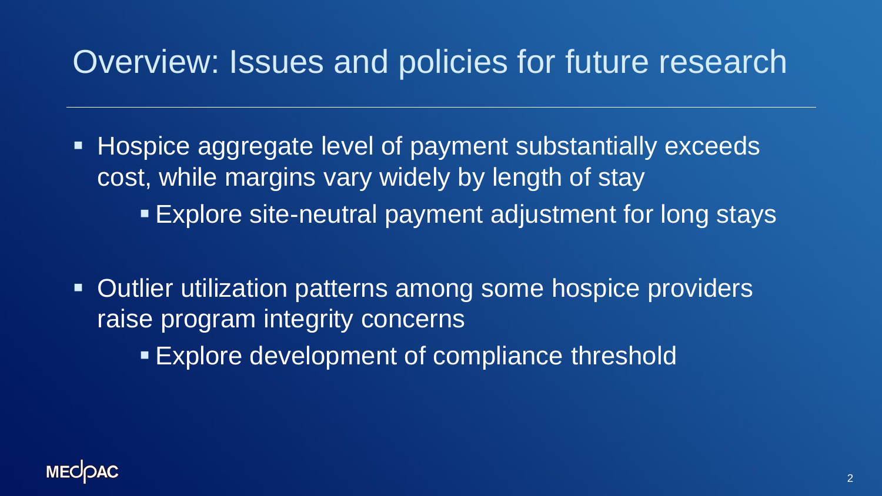# Overview: Issues and policies for future research

- Hospice aggregate level of payment substantially exceeds cost, while margins vary widely by length of stay
  - Explore site-neutral payment adjustment for long stays
- Outlier utilization patterns among some hospice providers raise program integrity concerns
  - Explore development of compliance threshold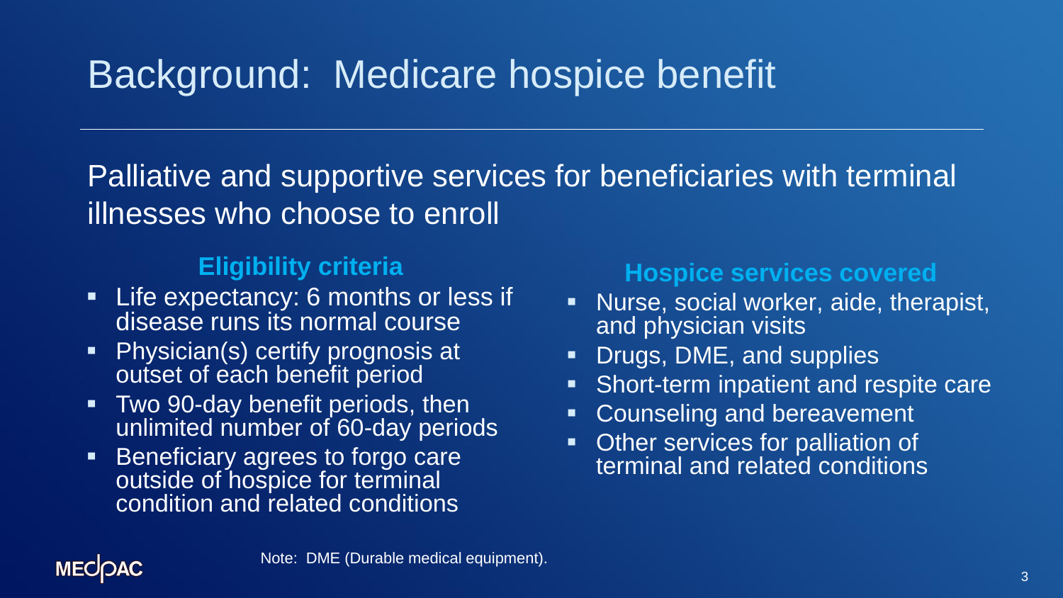# Background: Medicare hospice benefit

Palliative and supportive services for beneficiaries with terminal illnesses who choose to enroll

### Eligibility criteria

- Life expectancy: 6 months or less if disease runs its normal course
- Physician(s) certify prognosis at outset of each benefit period
- Two 90-day benefit periods, then unlimited number of 60-day periods
- Beneficiary agrees to forgo care outside of hospice for terminal condition and related conditions

### Hospice services covered

- Nurse, social worker, aide, therapist, and physician visits
- Drugs, DME, and supplies
- Short-term inpatient and respite care
- Counseling and bereavement
- Other services for palliation of terminal and related conditions

Note: DME (Durable medical equipment).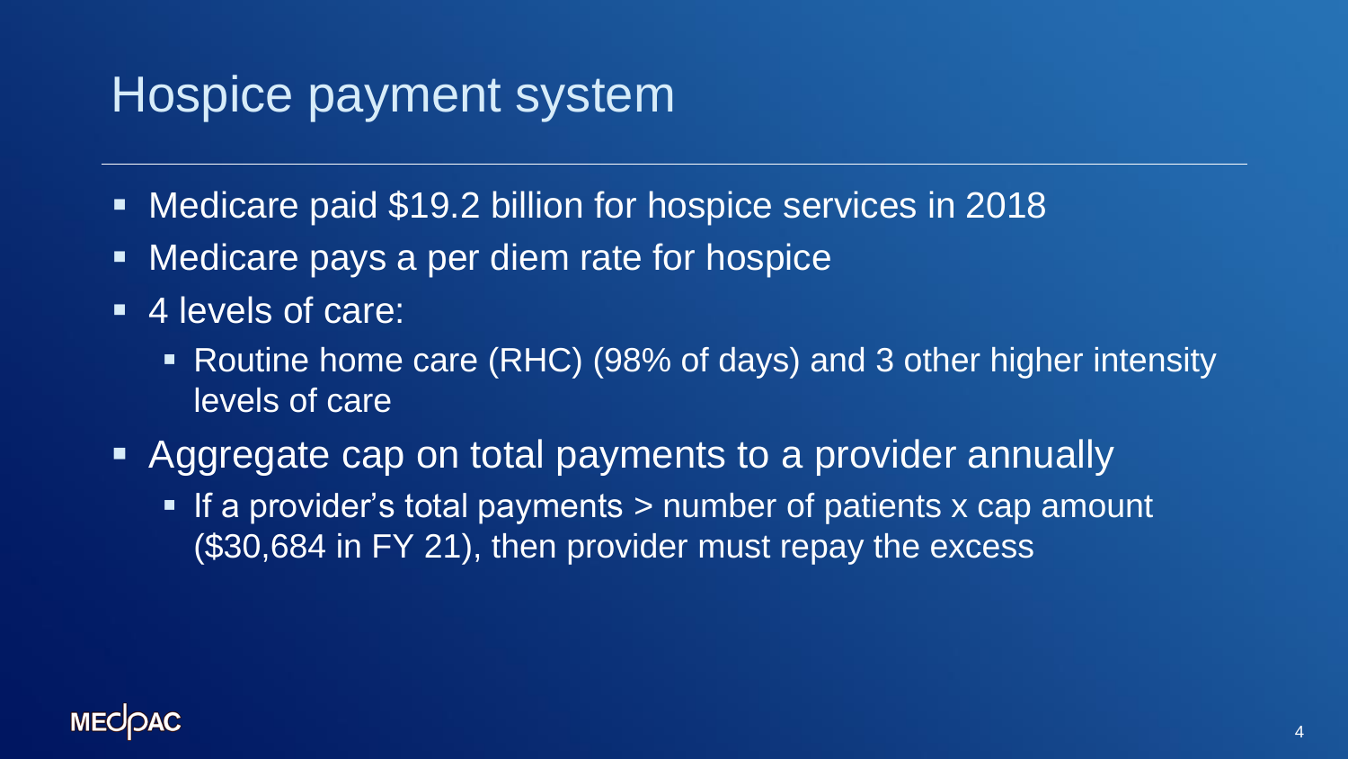# Hospice payment system

- Medicare paid $19.2 billion for hospice services in 2018
- Medicare pays a per diem rate for hospice
- 4 levels of care:
  - Routine home care (RHC) (98% of days) and 3 other higher intensity levels of care
- Aggregate cap on total payments to a provider annually
  - If a provider's total payments > number of patients x cap amount ($30,684 in FY 21), then provider must repay the excess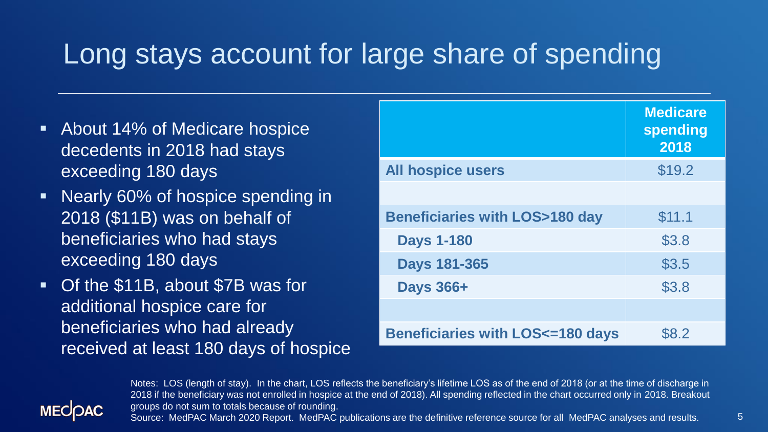# Long stays account for large share of spending

- About 14% of Medicare hospice decedents in 2018 had stays exceeding 180 days
- Nearly 60% of hospice spending in 2018 ($11B) was on behalf of beneficiaries who had stays exceeding 180 days
- Of the $11B, about $7B was for additional hospice care for beneficiaries who had already received at least 180 days of hospice

| | Medicare spending 2018 |
|---|---|
| **All hospice users** | $19.2 |
| | |
| **Beneficiaries with LOS>180 day** | $11.1 |
| **Days 1-180** | $3.8 |
| **Days 181-365** | $3.5 |
| **Days 366+** | $3.8 |
| | |
| **Beneficiaries with LOS<=180 days** | $8.2 |

Notes: LOS (length of stay). In the chart, LOS reflects the beneficiary's lifetime LOS as of the end of 2018 (or at the time of discharge in 2018 if the beneficiary was not enrolled in hospice at the end of 2018). All spending reflected in the chart occurred only in 2018. Breakout groups do not sum to totals because of rounding.

Source: MedPAC March 2020 Report. MedPAC publications are the definitive reference source for all MedPAC analyses and results.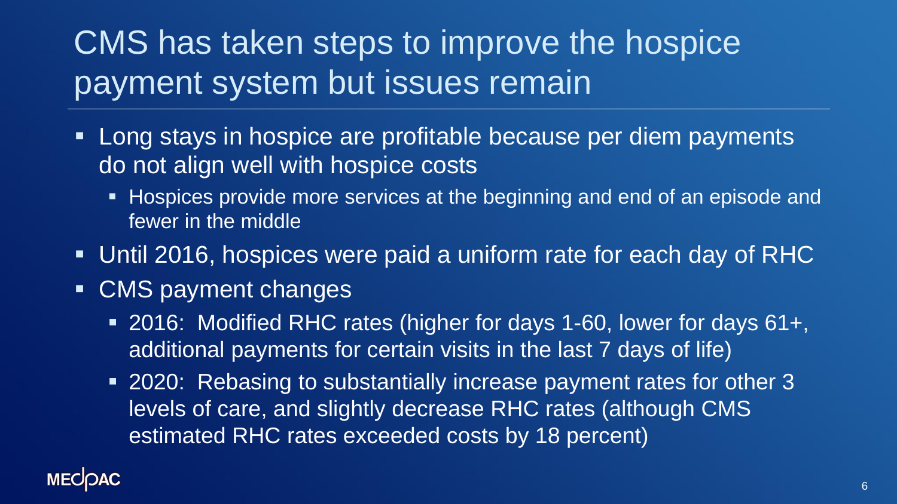# CMS has taken steps to improve the hospice payment system but issues remain

- Long stays in hospice are profitable because per diem payments do not align well with hospice costs
  - Hospices provide more services at the beginning and end of an episode and fewer in the middle
- Until 2016, hospices were paid a uniform rate for each day of RHC
- CMS payment changes
  - 2016: Modified RHC rates (higher for days 1-60, lower for days 61+, additional payments for certain visits in the last 7 days of life)
  - 2020: Rebasing to substantially increase payment rates for other 3 levels of care, and slightly decrease RHC rates (although CMS estimated RHC rates exceeded costs by 18 percent)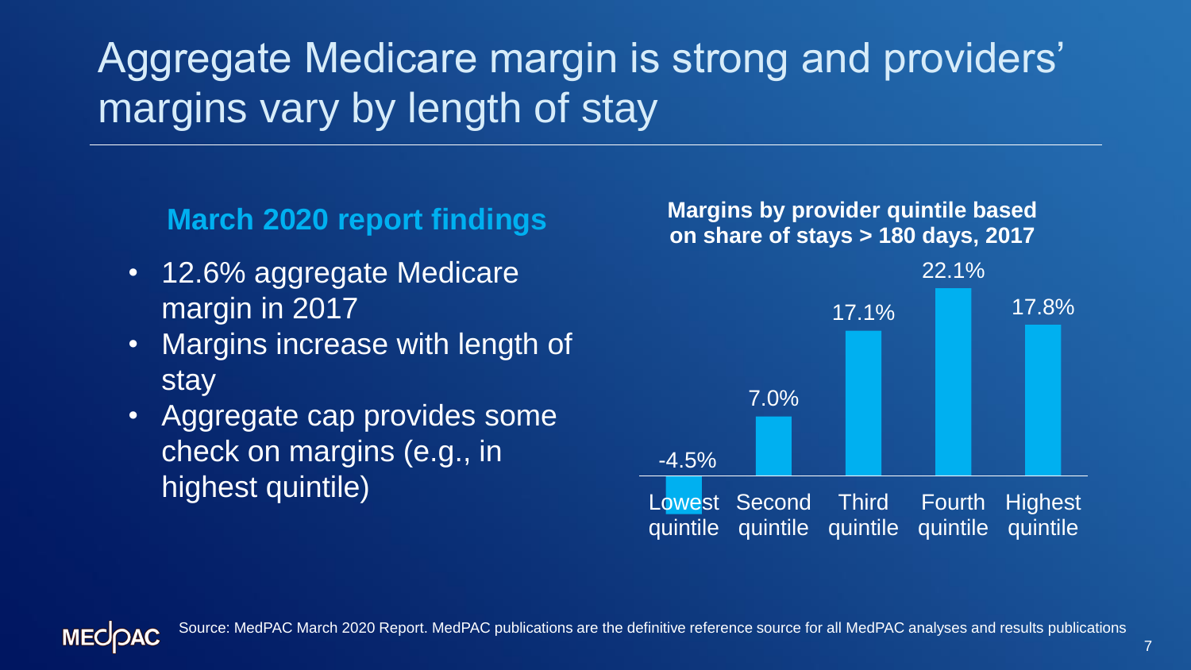# Aggregate Medicare margin is strong and providers' margins vary by length of stay

## March 2020 report findings

- 12.6% aggregate Medicare margin in 2017
- Margins increase with length of stay
- Aggregate cap provides some check on margins (e.g., in highest quintile)

**Margins by provider quintile based on share of stays > 180 days, 2017**

| Quintile | Margin |
| --- | --- |
| Lowest quintile | -4.5% |
| Second quintile | 7.0% |
| Third quintile | 17.1% |
| Fourth quintile | 22.1% |
| Highest quintile | 17.8% |

Source: MedPAC March 2020 Report. MedPAC publications are the definitive reference source for all MedPAC analyses and results publications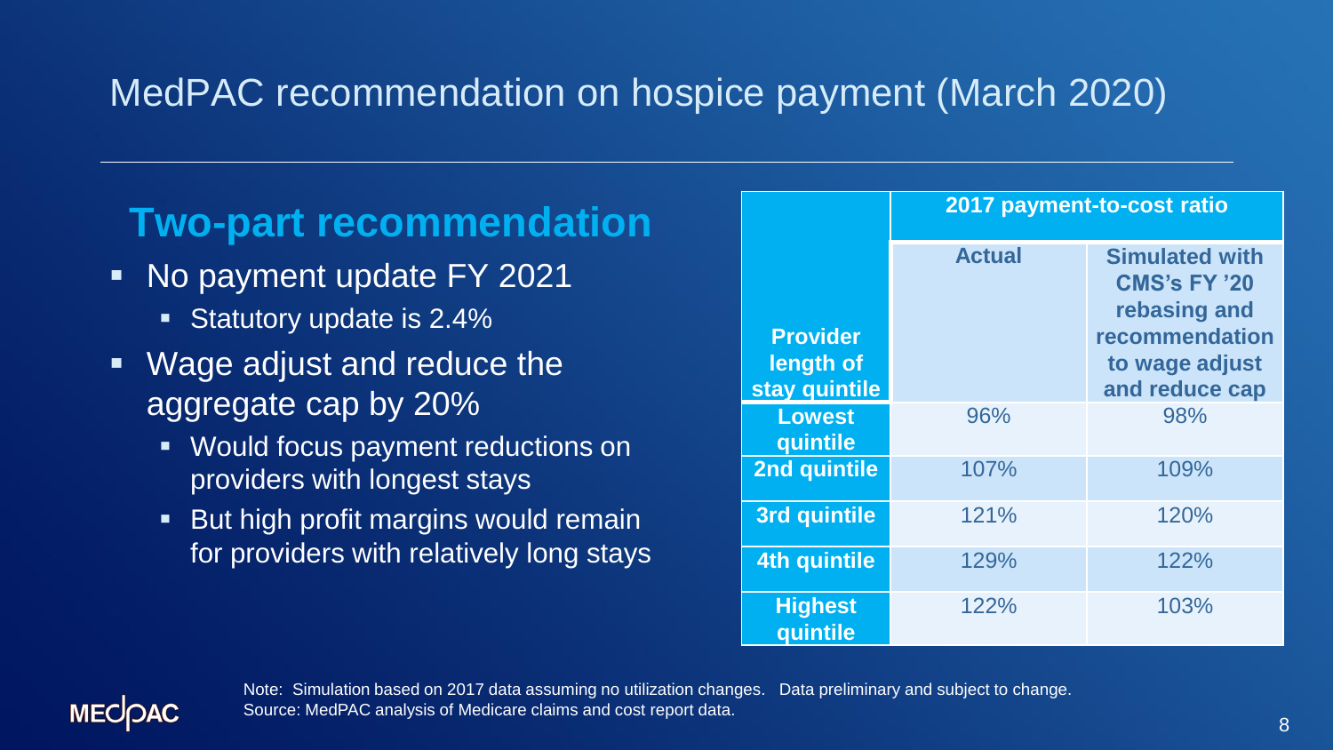# MedPAC recommendation on hospice payment (March 2020)

## Two-part recommendation

- No payment update FY 2021
  - Statutory update is 2.4%
- Wage adjust and reduce the aggregate cap by 20%
  - Would focus payment reductions on providers with longest stays
  - But high profit margins would remain for providers with relatively long stays

| Provider length of stay quintile | 2017 payment-to-cost ratio | |
|---|---|---|
| | **Actual** | **Simulated with CMS's FY '20 rebasing and recommendation to wage adjust and reduce cap** |
| **Lowest quintile** | 96% | 98% |
| **2nd quintile** | 107% | 109% |
| **3rd quintile** | 121% | 120% |
| **4th quintile** | 129% | 122% |
| **Highest quintile** | 122% | 103% |

Note: Simulation based on 2017 data assuming no utilization changes. Data preliminary and subject to change.
Source: MedPAC analysis of Medicare claims and cost report data.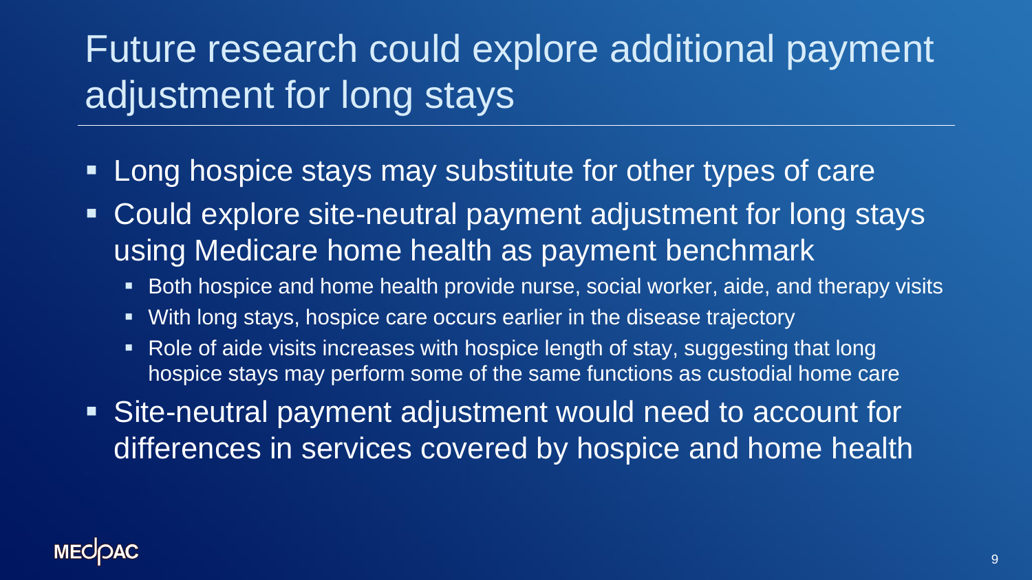# Future research could explore additional payment adjustment for long stays

- Long hospice stays may substitute for other types of care
- Could explore site-neutral payment adjustment for long stays using Medicare home health as payment benchmark
  - Both hospice and home health provide nurse, social worker, aide, and therapy visits
  - With long stays, hospice care occurs earlier in the disease trajectory
  - Role of aide visits increases with hospice length of stay, suggesting that long hospice stays may perform some of the same functions as custodial home care
- Site-neutral payment adjustment would need to account for differences in services covered by hospice and home health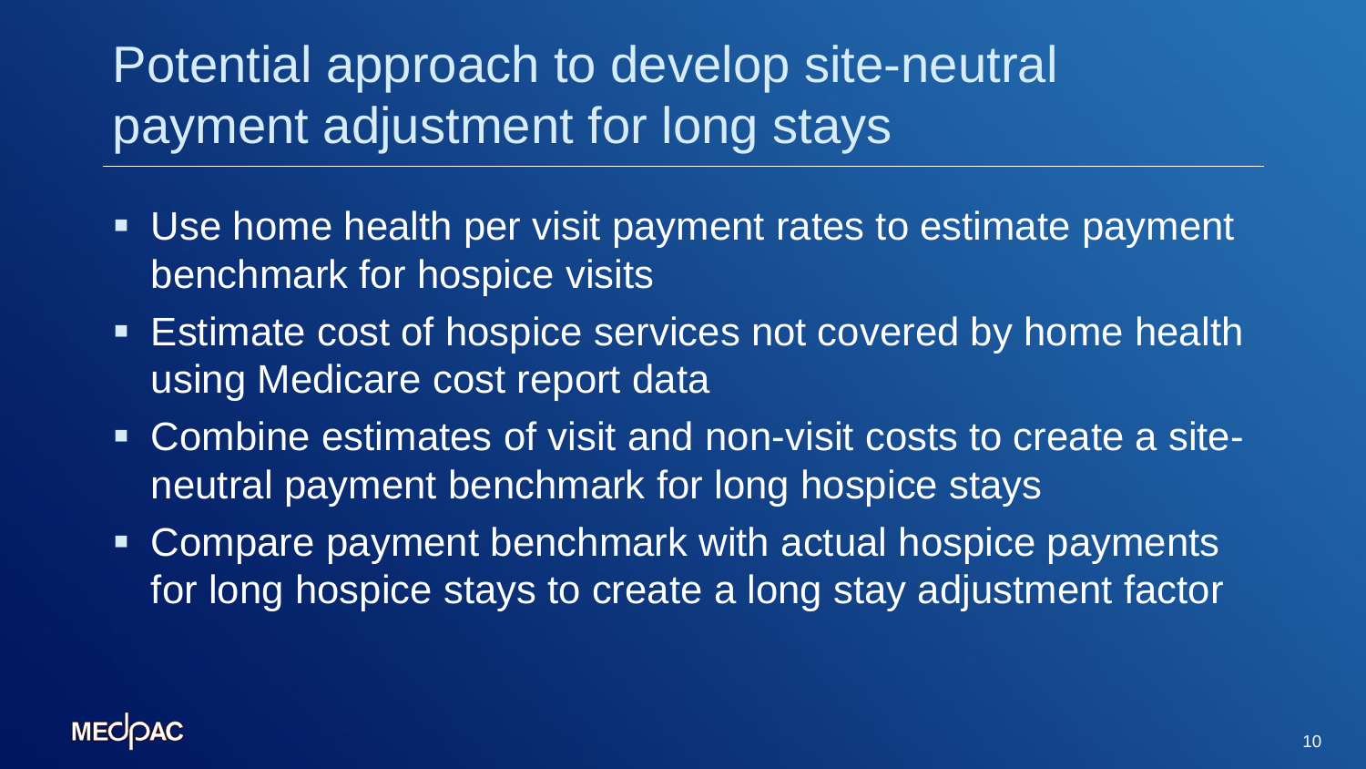# Potential approach to develop site-neutral payment adjustment for long stays

- Use home health per visit payment rates to estimate payment benchmark for hospice visits
- Estimate cost of hospice services not covered by home health using Medicare cost report data
- Combine estimates of visit and non-visit costs to create a site-neutral payment benchmark for long hospice stays
- Compare payment benchmark with actual hospice payments for long hospice stays to create a long stay adjustment factor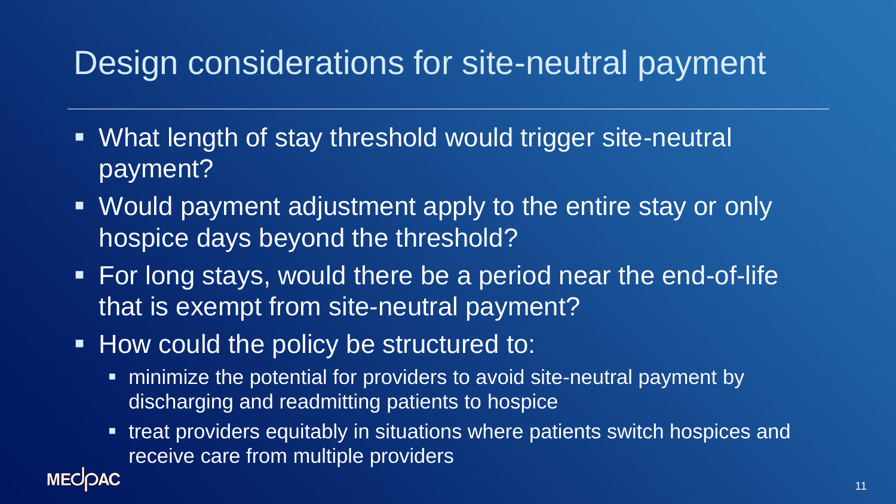# Design considerations for site-neutral payment

- What length of stay threshold would trigger site-neutral payment?
- Would payment adjustment apply to the entire stay or only hospice days beyond the threshold?
- For long stays, would there be a period near the end-of-life that is exempt from site-neutral payment?
- How could the policy be structured to:
  - minimize the potential for providers to avoid site-neutral payment by discharging and readmitting patients to hospice
  - treat providers equitably in situations where patients switch hospices and receive care from multiple providers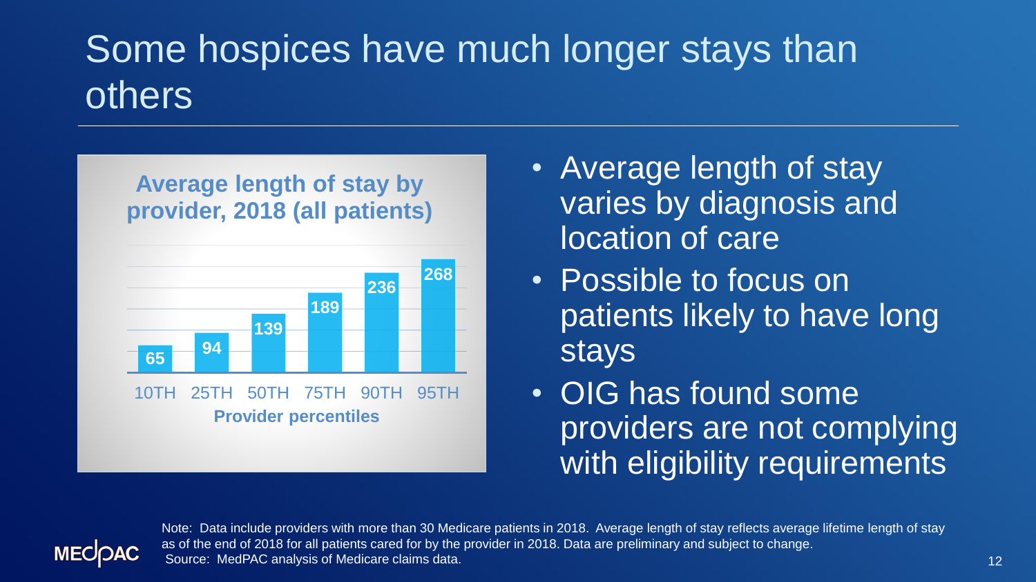# Some hospices have much longer stays than others

**Average length of stay by provider, 2018 (all patients)**

| Provider percentiles | 10TH | 25TH | 50TH | 75TH | 90TH | 95TH |
|---|---|---|---|---|---|---|
| Average length of stay | 65 | 94 | 139 | 189 | 236 | 268 |

- Average length of stay varies by diagnosis and location of care
- Possible to focus on patients likely to have long stays
- OIG has found some providers are not complying with eligibility requirements

Note: Data include providers with more than 30 Medicare patients in 2018. Average length of stay reflects average lifetime length of stay as of the end of 2018 for all patients cared for by the provider in 2018. Data are preliminary and subject to change.
Source: MedPAC analysis of Medicare claims data.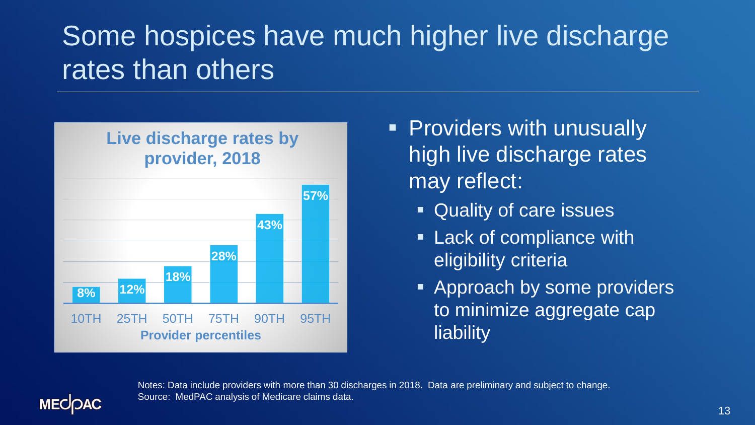# Some hospices have much higher live discharge rates than others

**Live discharge rates by provider, 2018**

| Provider percentiles | 10TH | 25TH | 50TH | 75TH | 90TH | 95TH |
|---|---|---|---|---|---|---|
| Live discharge rate | 8% | 12% | 18% | 28% | 43% | 57% |

- Providers with unusually high live discharge rates may reflect:
  - Quality of care issues
  - Lack of compliance with eligibility criteria
  - Approach by some providers to minimize aggregate cap liability

Notes: Data include providers with more than 30 discharges in 2018. Data are preliminary and subject to change.
Source: MedPAC analysis of Medicare claims data.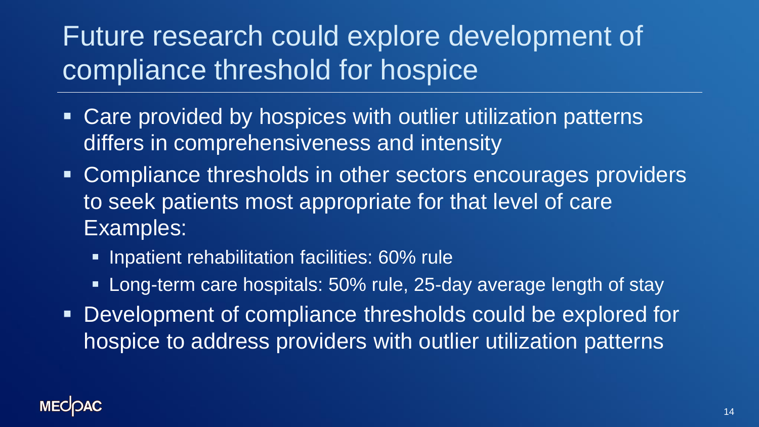# Future research could explore development of compliance threshold for hospice

- Care provided by hospices with outlier utilization patterns differs in comprehensiveness and intensity
- Compliance thresholds in other sectors encourages providers to seek patients most appropriate for that level of care Examples:
  - Inpatient rehabilitation facilities: 60% rule
  - Long-term care hospitals: 50% rule, 25-day average length of stay
- Development of compliance thresholds could be explored for hospice to address providers with outlier utilization patterns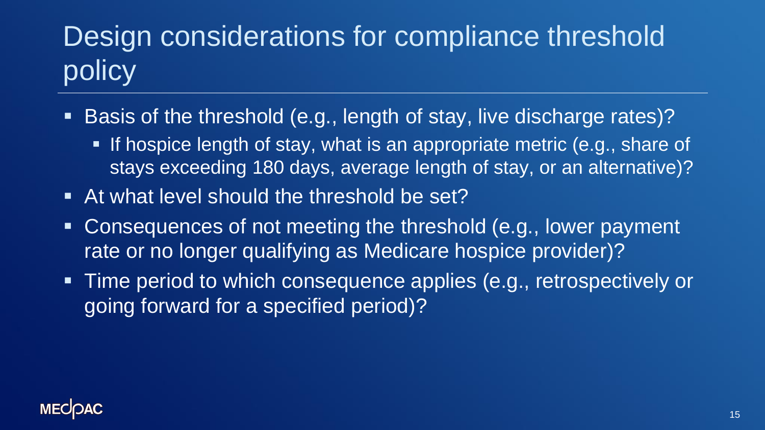# Design considerations for compliance threshold policy

- Basis of the threshold (e.g., length of stay, live discharge rates)?
  - If hospice length of stay, what is an appropriate metric (e.g., share of stays exceeding 180 days, average length of stay, or an alternative)?
- At what level should the threshold be set?
- Consequences of not meeting the threshold (e.g., lower payment rate or no longer qualifying as Medicare hospice provider)?
- Time period to which consequence applies (e.g., retrospectively or going forward for a specified period)?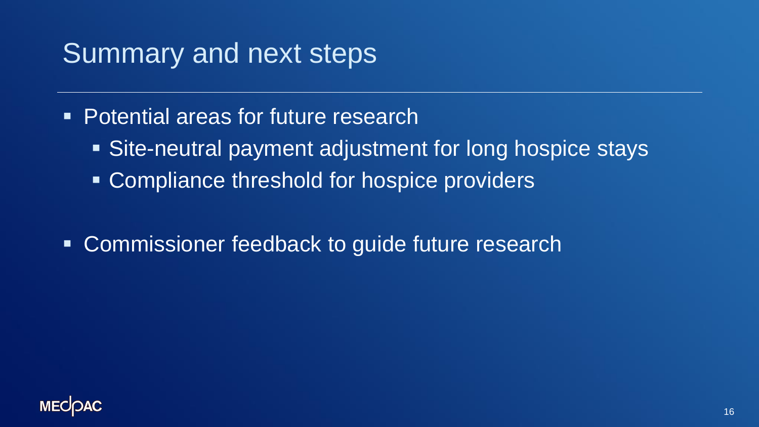# Summary and next steps

- Potential areas for future research
  - Site-neutral payment adjustment for long hospice stays
  - Compliance threshold for hospice providers
- Commissioner feedback to guide future research